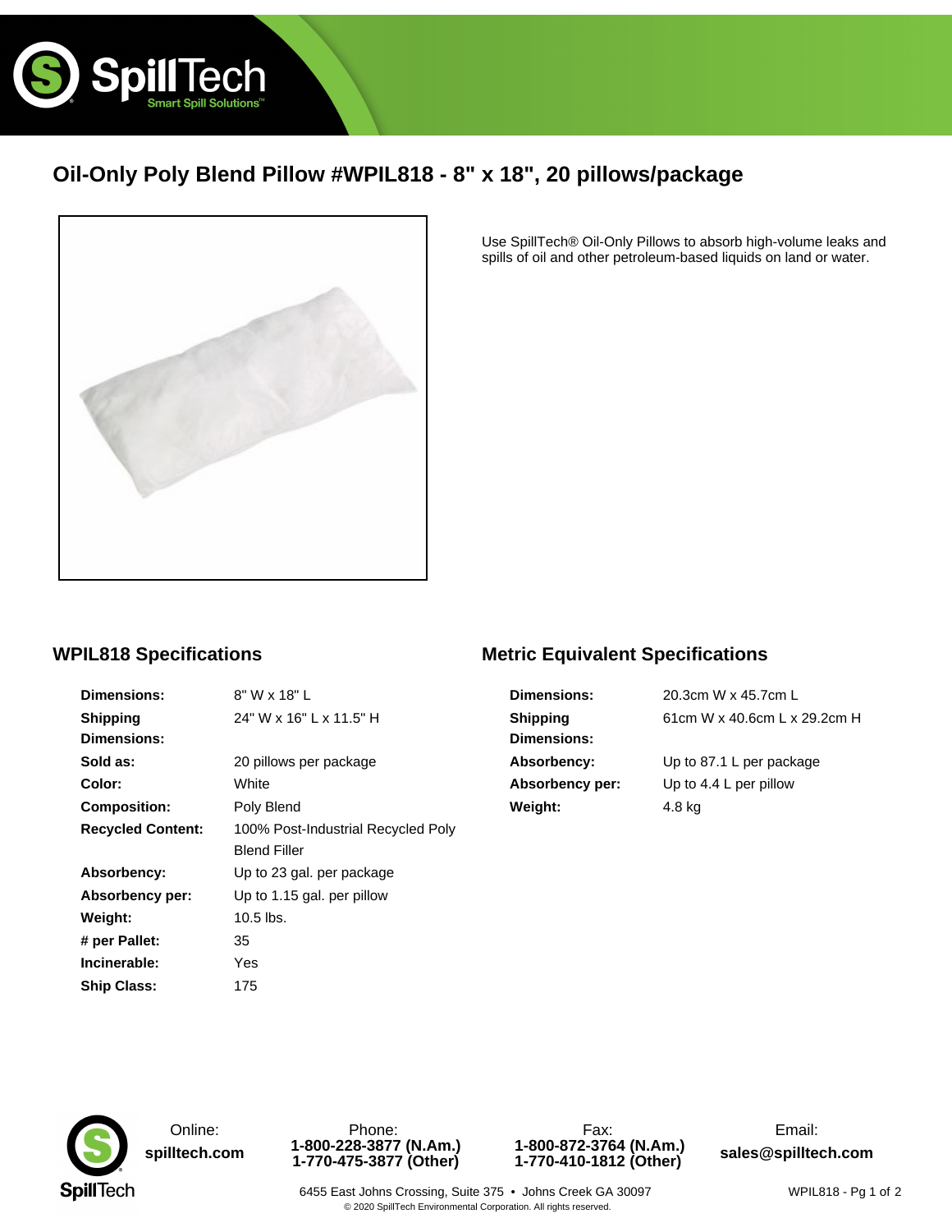# Oil-Only Poly Blend Pillow #WPIL818 - 8" x 18", 20 pillows/package

Use SpillTech® Oil-Only Pillows to absorb high-volume leaks and spills of oil and other petroleum-based liquids on land or water.

## WPIL818 Specifications

| | |
|---|---|
| **Dimensions:** | 8" W x 18" L |
| **Shipping Dimensions:** | 24" W x 16" L x 11.5" H |
| **Sold as:** | 20 pillows per package |
| **Color:** | White |
| **Composition:** | Poly Blend |
| **Recycled Content:** | 100% Post-Industrial Recycled Poly Blend Filler |
| **Absorbency:** | Up to 23 gal. per package |
| **Absorbency per:** | Up to 1.15 gal. per pillow |
| **Weight:** | 10.5 lbs. |
| **# per Pallet:** | 35 |
| **Incinerable:** | Yes |
| **Ship Class:** | 175 |

## Metric Equivalent Specifications

| | |
|---|---|
| **Dimensions:** | 20.3cm W x 45.7cm L |
| **Shipping Dimensions:** | 61cm W x 40.6cm L x 29.2cm H |
| **Absorbency:** | Up to 87.1 L per package |
| **Absorbency per:** | Up to 4.4 L per pillow |
| **Weight:** | 4.8 kg |

Online: **spilltech.com**

Phone: **1-800-228-3877 (N.Am.)** **1-770-475-3877 (Other)**

Fax: **1-800-872-3764 (N.Am.)** **1-770-410-1812 (Other)**

Email: **sales@spilltech.com**

6455 East Johns Crossing, Suite 375 • Johns Creek GA 30097

© 2020 SpillTech Environmental Corporation. All rights reserved.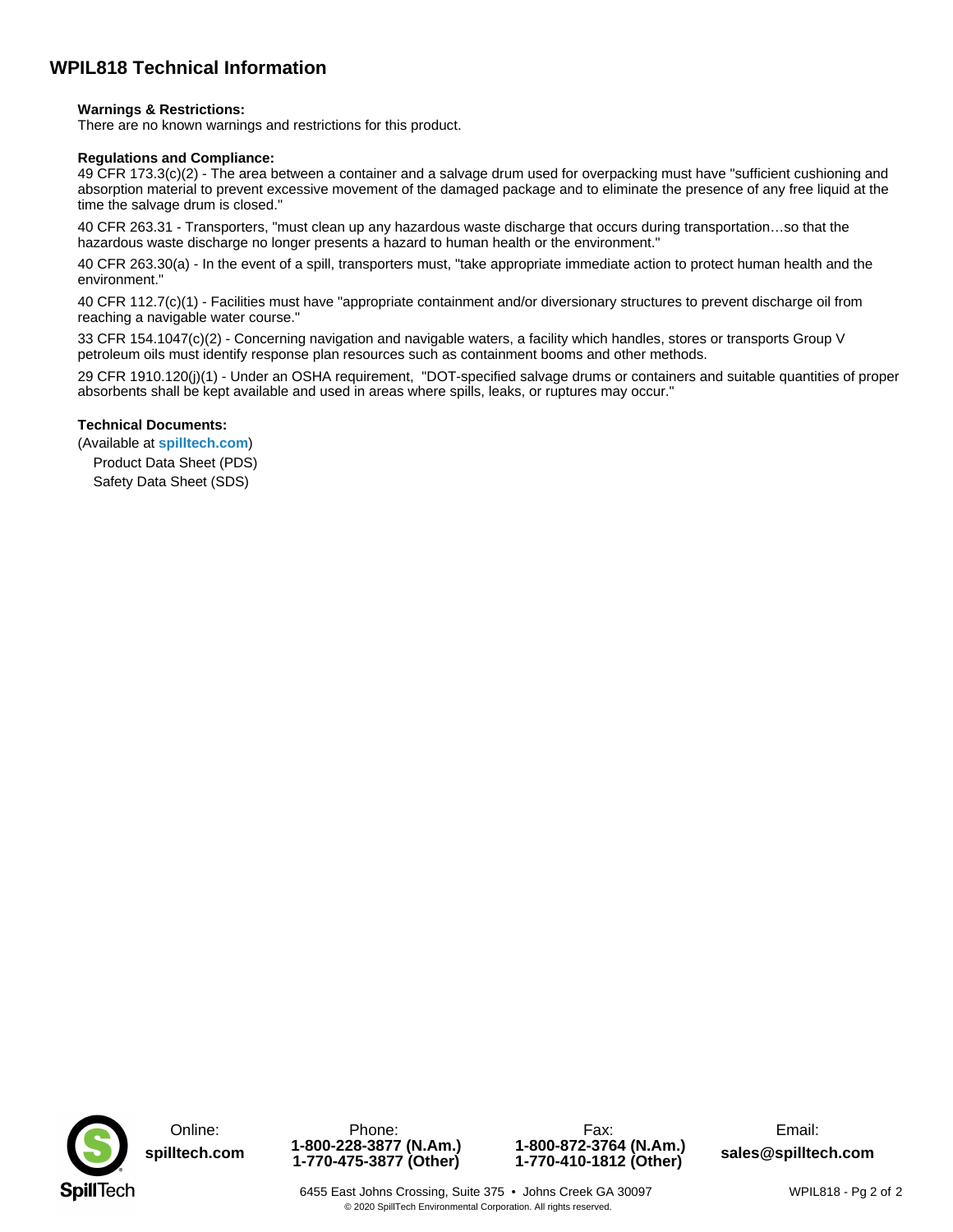## WPIL818 Technical Information

**Warnings & Restrictions:**

There are no known warnings and restrictions for this product.

**Regulations and Compliance:**

49 CFR 173.3(c)(2) - The area between a container and a salvage drum used for overpacking must have "sufficient cushioning and absorption material to prevent excessive movement of the damaged package and to eliminate the presence of any free liquid at the time the salvage drum is closed."

40 CFR 263.31 - Transporters, "must clean up any hazardous waste discharge that occurs during transportation…so that the hazardous waste discharge no longer presents a hazard to human health or the environment."

40 CFR 263.30(a) - In the event of a spill, transporters must, "take appropriate immediate action to protect human health and the environment."

40 CFR 112.7(c)(1) - Facilities must have "appropriate containment and/or diversionary structures to prevent discharge oil from reaching a navigable water course."

33 CFR 154.1047(c)(2) - Concerning navigation and navigable waters, a facility which handles, stores or transports Group V petroleum oils must identify response plan resources such as containment booms and other methods.

29 CFR 1910.120(j)(1) - Under an OSHA requirement, "DOT-specified salvage drums or containers and suitable quantities of proper absorbents shall be kept available and used in areas where spills, leaks, or ruptures may occur."

**Technical Documents:**

(Available at **spilltech.com**)

- Product Data Sheet (PDS)
- Safety Data Sheet (SDS)

SpillTech

Online: **spilltech.com**

Phone: **1-800-228-3877 (N.Am.)** **1-770-475-3877 (Other)**

Fax: **1-800-872-3764 (N.Am.)** **1-770-410-1812 (Other)**

Email: **sales@spilltech.com**

6455 East Johns Crossing, Suite 375 • Johns Creek GA 30097

© 2020 SpillTech Environmental Corporation. All rights reserved.